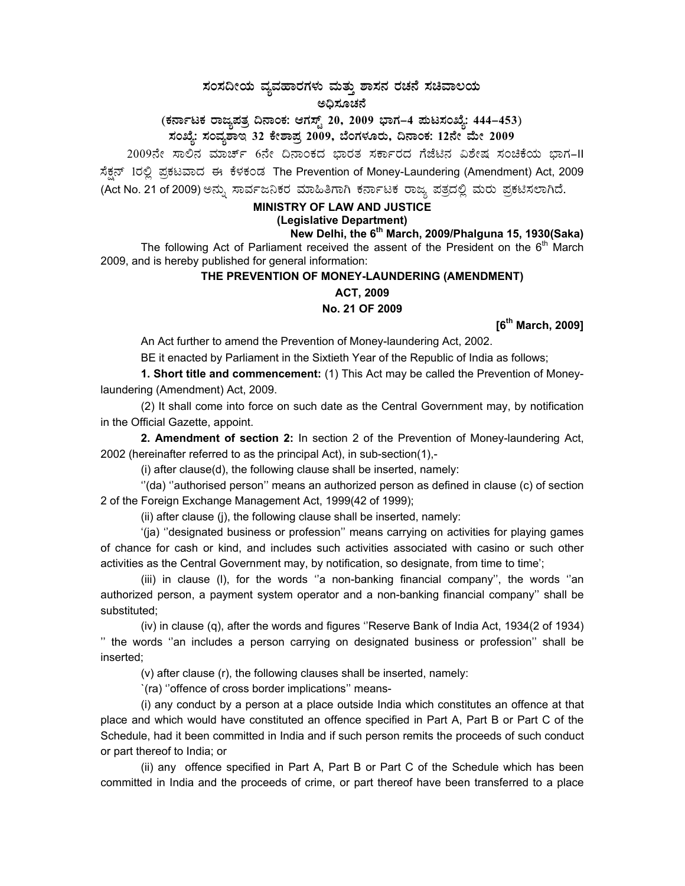# ಸಂಸದೀಯ ವ್ಯವಹಾರಗಳು ಮತ್ತು ಶಾಸನ ರಚನೆ ಸಚಿವಾಲಯ

## ಅಧಿಸೂಚನೆ

**(ಕರ್ನಾಟಕ ರಾಜ್ಯಪತ್ರ ದಿನಾಂಕ: ಆಗಸ್ಟ್ 20, 2009 ಭಾಗ–4 ಪುಟಸಂಖ್ಯೆ: 444–453)**

**ಸಂಖ್ಯೆ: ಸಂವ್ಯಶಾಇ 32 ಕೇಶಾಪ್ರ 2009, ಬೆಂಗಳೂರು, ದಿನಾಂಕ: 12ನೇ ಮೇ 2009**

2009ನೇ ಸಾಲಿನ ಮಾರ್ಚ್ 6ನೇ ದಿನಾಂಕದ ಭಾರತ ಸರ್ಕಾರದ ಗೆಜೆಟಿನ ವಿಶೇಷ ಸಂಚಿಕೆಯ ಭಾಗ-II ಸೆಕ್ಷನ್ 1ರಲ್ಲಿ ಪ್ರಕಟವಾದ ಈ ಕೆಳಕಂಡ The Prevention of Money-Laundering (Amendment) Act, 2009 (Act No. 21 of 2009) ಅನ್ನು ಸಾರ್ವಜನಿಕರ ಮಾಹಿತಿಗಾಗಿ ಕರ್ನಾಟಕ ರಾಜ್ಯ ಪತ್ರದಲ್ಲಿ ಮರು ಪ್ರಕಟಿಸಲಾಗಿದೆ.

**MINISTRY OF LAW AND JUSTICE**

**(Legislative Department)**

**New Delhi, the 6th March, 2009/Phalguna 15, 1930(Saka)**

The following Act of Parliament received the assent of the President on the 6th March 2009, and is hereby published for general information:

**THE PREVENTION OF MONEY-LAUNDERING (AMENDMENT) ACT, 2009**

**No. 21 OF 2009**

**[6th March, 2009]**

An Act further to amend the Prevention of Money-laundering Act, 2002.

BE it enacted by Parliament in the Sixtieth Year of the Republic of India as follows;

**1. Short title and commencement:** (1) This Act may be called the Prevention of Money-laundering (Amendment) Act, 2009.

(2) It shall come into force on such date as the Central Government may, by notification in the Official Gazette, appoint.

**2. Amendment of section 2:** In section 2 of the Prevention of Money-laundering Act, 2002 (hereinafter referred to as the principal Act), in sub-section(1),-

(i) after clause(d), the following clause shall be inserted, namely:

''(da) ''authorised person'' means an authorized person as defined in clause (c) of section 2 of the Foreign Exchange Management Act, 1999(42 of 1999);

(ii) after clause (j), the following clause shall be inserted, namely:

'(ja) ''designated business or profession'' means carrying on activities for playing games of chance for cash or kind, and includes such activities associated with casino or such other activities as the Central Government may, by notification, so designate, from time to time';

(iii) in clause (l), for the words ''a non-banking financial company'', the words ''an authorized person, a payment system operator and a non-banking financial company'' shall be substituted;

(iv) in clause (q), after the words and figures ''Reserve Bank of India Act, 1934(2 of 1934) '' the words ''an includes a person carrying on designated business or profession'' shall be inserted;

(v) after clause (r), the following clauses shall be inserted, namely:

`(ra) ''offence of cross border implications'' means-

(i) any conduct by a person at a place outside India which constitutes an offence at that place and which would have constituted an offence specified in Part A, Part B or Part C of the Schedule, had it been committed in India and if such person remits the proceeds of such conduct or part thereof to India; or

(ii) any offence specified in Part A, Part B or Part C of the Schedule which has been committed in India and the proceeds of crime, or part thereof have been transferred to a place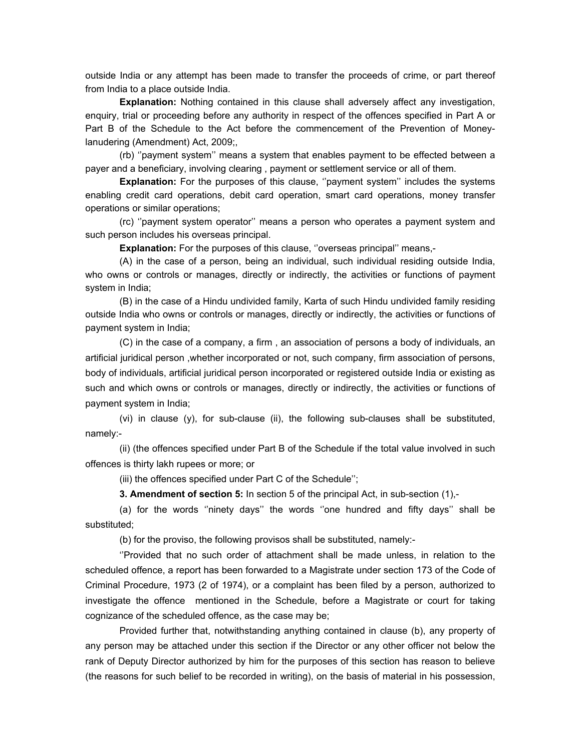outside India or any attempt has been made to transfer the proceeds of crime, or part thereof from India to a place outside India.

**Explanation:** Nothing contained in this clause shall adversely affect any investigation, enquiry, trial or proceeding before any authority in respect of the offences specified in Part A or Part B of the Schedule to the Act before the commencement of the Prevention of Money-lanudering (Amendment) Act, 2009;,

(rb) ''payment system'' means a system that enables payment to be effected between a payer and a beneficiary, involving clearing , payment or settlement service or all of them.

**Explanation:** For the purposes of this clause, ''payment system'' includes the systems enabling credit card operations, debit card operation, smart card operations, money transfer operations or similar operations;

(rc) ''payment system operator'' means a person who operates a payment system and such person includes his overseas principal.

**Explanation:** For the purposes of this clause, ''overseas principal'' means,-

(A) in the case of a person, being an individual, such individual residing outside India, who owns or controls or manages, directly or indirectly, the activities or functions of payment system in India;

(B) in the case of a Hindu undivided family, Karta of such Hindu undivided family residing outside India who owns or controls or manages, directly or indirectly, the activities or functions of payment system in India;

(C) in the case of a company, a firm , an association of persons a body of individuals, an artificial juridical person ,whether incorporated or not, such company, firm association of persons, body of individuals, artificial juridical person incorporated or registered outside India or existing as such and which owns or controls or manages, directly or indirectly, the activities or functions of payment system in India;

(vi) in clause (y), for sub-clause (ii), the following sub-clauses shall be substituted, namely:-

(ii) (the offences specified under Part B of the Schedule if the total value involved in such offences is thirty lakh rupees or more; or

(iii) the offences specified under Part C of the Schedule'';

**3. Amendment of section 5:** In section 5 of the principal Act, in sub-section (1),-

(a) for the words ''ninety days'' the words ''one hundred and fifty days'' shall be substituted;

(b) for the proviso, the following provisos shall be substituted, namely:-

''Provided that no such order of attachment shall be made unless, in relation to the scheduled offence, a report has been forwarded to a Magistrate under section 173 of the Code of Criminal Procedure, 1973 (2 of 1974), or a complaint has been filed by a person, authorized to investigate the offence mentioned in the Schedule, before a Magistrate or court for taking cognizance of the scheduled offence, as the case may be;

Provided further that, notwithstanding anything contained in clause (b), any property of any person may be attached under this section if the Director or any other officer not below the rank of Deputy Director authorized by him for the purposes of this section has reason to believe (the reasons for such belief to be recorded in writing), on the basis of material in his possession,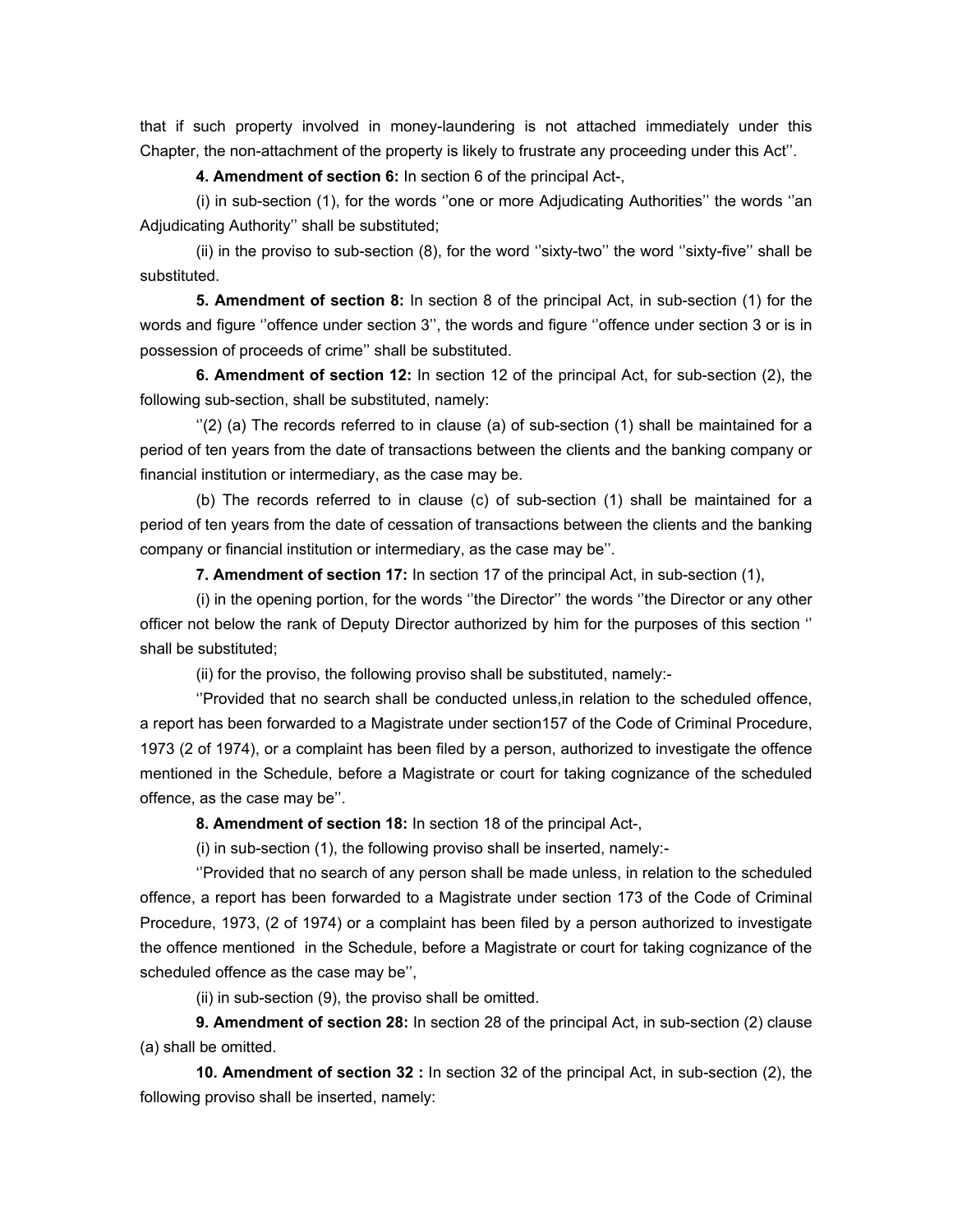that if such property involved in money-laundering is not attached immediately under this Chapter, the non-attachment of the property is likely to frustrate any proceeding under this Act''.

**4. Amendment of section 6:** In section 6 of the principal Act-,

(i) in sub-section (1), for the words ''one or more Adjudicating Authorities'' the words ''an Adjudicating Authority'' shall be substituted;

(ii) in the proviso to sub-section (8), for the word ''sixty-two'' the word ''sixty-five'' shall be substituted.

**5. Amendment of section 8:** In section 8 of the principal Act, in sub-section (1) for the words and figure ''offence under section 3'', the words and figure ''offence under section 3 or is in possession of proceeds of crime'' shall be substituted.

**6. Amendment of section 12:** In section 12 of the principal Act, for sub-section (2), the following sub-section, shall be substituted, namely:

''(2) (a) The records referred to in clause (a) of sub-section (1) shall be maintained for a period of ten years from the date of transactions between the clients and the banking company or financial institution or intermediary, as the case may be.

(b) The records referred to in clause (c) of sub-section (1) shall be maintained for a period of ten years from the date of cessation of transactions between the clients and the banking company or financial institution or intermediary, as the case may be''.

**7. Amendment of section 17:** In section 17 of the principal Act, in sub-section (1),

(i) in the opening portion, for the words ''the Director'' the words ''the Director or any other officer not below the rank of Deputy Director authorized by him for the purposes of this section '' shall be substituted;

(ii) for the proviso, the following proviso shall be substituted, namely:-

''Provided that no search shall be conducted unless,in relation to the scheduled offence, a report has been forwarded to a Magistrate under section157 of the Code of Criminal Procedure, 1973 (2 of 1974), or a complaint has been filed by a person, authorized to investigate the offence mentioned in the Schedule, before a Magistrate or court for taking cognizance of the scheduled offence, as the case may be''.

**8. Amendment of section 18:** In section 18 of the principal Act-,

(i) in sub-section (1), the following proviso shall be inserted, namely:-

''Provided that no search of any person shall be made unless, in relation to the scheduled offence, a report has been forwarded to a Magistrate under section 173 of the Code of Criminal Procedure, 1973, (2 of 1974) or a complaint has been filed by a person authorized to investigate the offence mentioned in the Schedule, before a Magistrate or court for taking cognizance of the scheduled offence as the case may be'',

(ii) in sub-section (9), the proviso shall be omitted.

**9. Amendment of section 28:** In section 28 of the principal Act, in sub-section (2) clause (a) shall be omitted.

**10. Amendment of section 32 :** In section 32 of the principal Act, in sub-section (2), the following proviso shall be inserted, namely: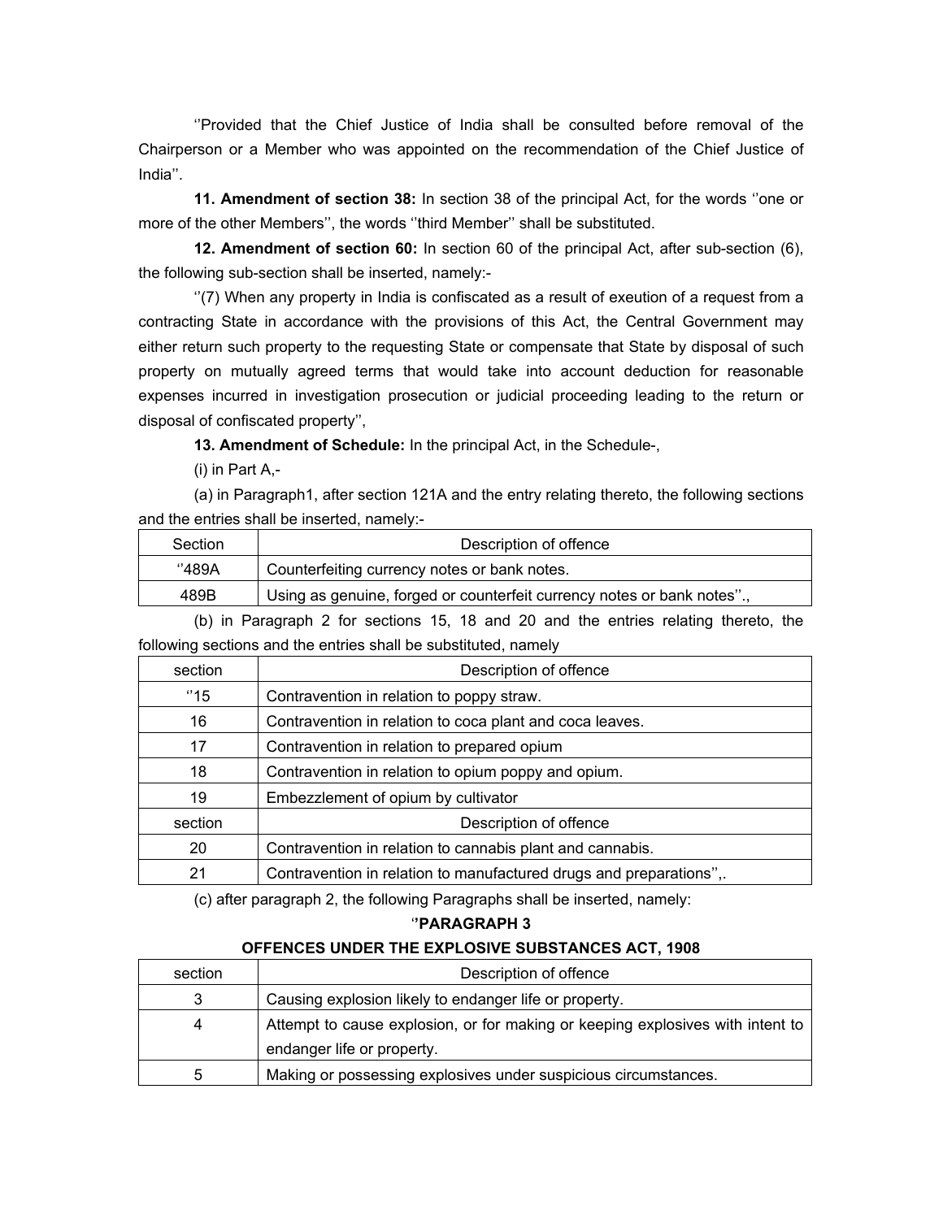''Provided that the Chief Justice of India shall be consulted before removal of the Chairperson or a Member who was appointed on the recommendation of the Chief Justice of India''.

**11. Amendment of section 38:** In section 38 of the principal Act, for the words ''one or more of the other Members'', the words ''third Member'' shall be substituted.

**12. Amendment of section 60:** In section 60 of the principal Act, after sub-section (6), the following sub-section shall be inserted, namely:-

''(7) When any property in India is confiscated as a result of exeution of a request from a contracting State in accordance with the provisions of this Act, the Central Government may either return such property to the requesting State or compensate that State by disposal of such property on mutually agreed terms that would take into account deduction for reasonable expenses incurred in investigation prosecution or judicial proceeding leading to the return or disposal of confiscated property'',

**13. Amendment of Schedule:** In the principal Act, in the Schedule-,

(i) in Part A,-

(a) in Paragraph1, after section 121A and the entry relating thereto, the following sections and the entries shall be inserted, namely:-

| Section | Description of offence |
|---|---|
| ''489A | Counterfeiting currency notes or bank notes. |
| 489B | Using as genuine, forged or counterfeit currency notes or bank notes''., |

(b) in Paragraph 2 for sections 15, 18 and 20 and the entries relating thereto, the following sections and the entries shall be substituted, namely

| section | Description of offence |
|---|---|
| ''15 | Contravention in relation to poppy straw. |
| 16 | Contravention in relation to coca plant and coca leaves. |
| 17 | Contravention in relation to prepared opium |
| 18 | Contravention in relation to opium poppy and opium. |
| 19 | Embezzlement of opium by cultivator |
| section | Description of offence |
| 20 | Contravention in relation to cannabis plant and cannabis. |
| 21 | Contravention in relation to manufactured drugs and preparations'',. |

(c) after paragraph 2, the following Paragraphs shall be inserted, namely:

**''PARAGRAPH 3**

**OFFENCES UNDER THE EXPLOSIVE SUBSTANCES ACT, 1908**

| section | Description of offence |
|---|---|
| 3 | Causing explosion likely to endanger life or property. |
| 4 | Attempt to cause explosion, or for making or keeping explosives with intent to endanger life or property. |
| 5 | Making or possessing explosives under suspicious circumstances. |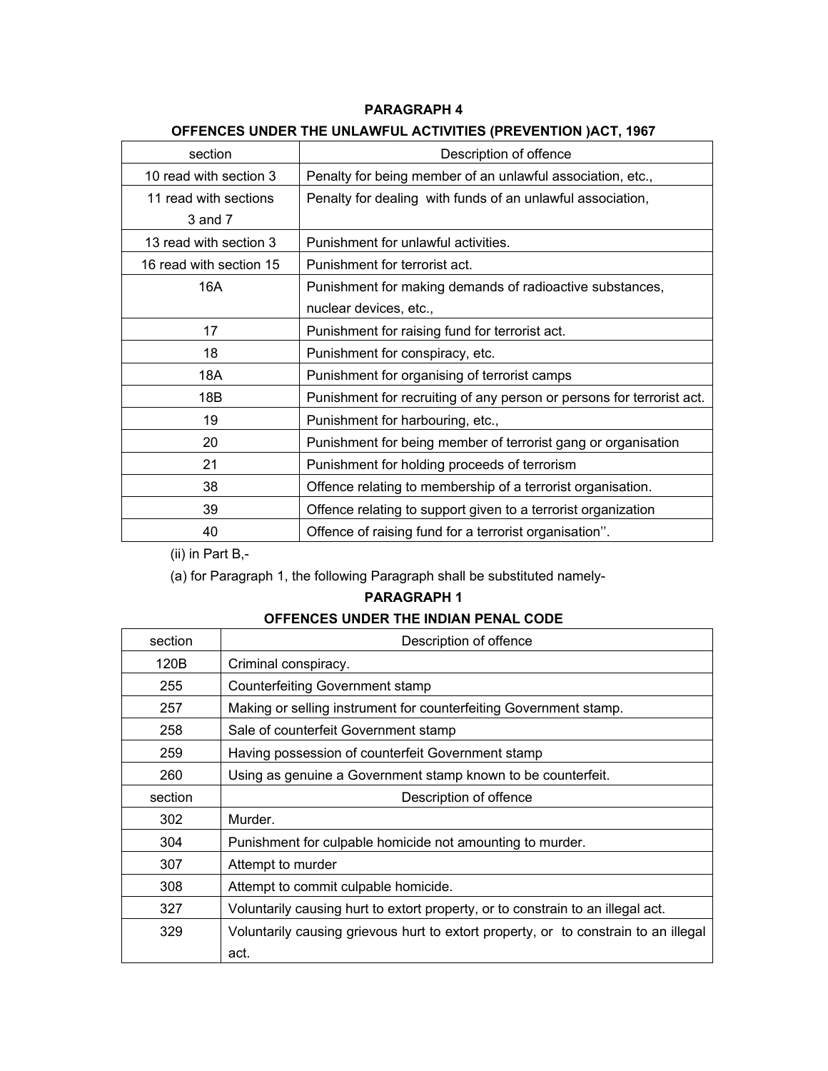**PARAGRAPH 4**

**OFFENCES UNDER THE UNLAWFUL ACTIVITIES (PREVENTION )ACT, 1967**

| section | Description of offence |
|---|---|
| 10 read with section 3 | Penalty for being member of an unlawful association, etc., |
| 11 read with sections 3 and 7 | Penalty for dealing with funds of an unlawful association, |
| 13 read with section 3 | Punishment for unlawful activities. |
| 16 read with section 15 | Punishment for terrorist act. |
| 16A | Punishment for making demands of radioactive substances, nuclear devices, etc., |
| 17 | Punishment for raising fund for terrorist act. |
| 18 | Punishment for conspiracy, etc. |
| 18A | Punishment for organising of terrorist camps |
| 18B | Punishment for recruiting of any person or persons for terrorist act. |
| 19 | Punishment for harbouring, etc., |
| 20 | Punishment for being member of terrorist gang or organisation |
| 21 | Punishment for holding proceeds of terrorism |
| 38 | Offence relating to membership of a terrorist organisation. |
| 39 | Offence relating to support given to a terrorist organization |
| 40 | Offence of raising fund for a terrorist organisation''. |

(ii) in Part B,-

(a) for Paragraph 1, the following Paragraph shall be substituted namely-

**PARAGRAPH 1**

**OFFENCES UNDER THE INDIAN PENAL CODE**

| section | Description of offence |
|---|---|
| 120B | Criminal conspiracy. |
| 255 | Counterfeiting Government stamp |
| 257 | Making or selling instrument for counterfeiting Government stamp. |
| 258 | Sale of counterfeit Government stamp |
| 259 | Having possession of counterfeit Government stamp |
| 260 | Using as genuine a Government stamp known to be counterfeit. |
| section | Description of offence |
| 302 | Murder. |
| 304 | Punishment for culpable homicide not amounting to murder. |
| 307 | Attempt to murder |
| 308 | Attempt to commit culpable homicide. |
| 327 | Voluntarily causing hurt to extort property, or to constrain to an illegal act. |
| 329 | Voluntarily causing grievous hurt to extort property, or to constrain to an illegal act. |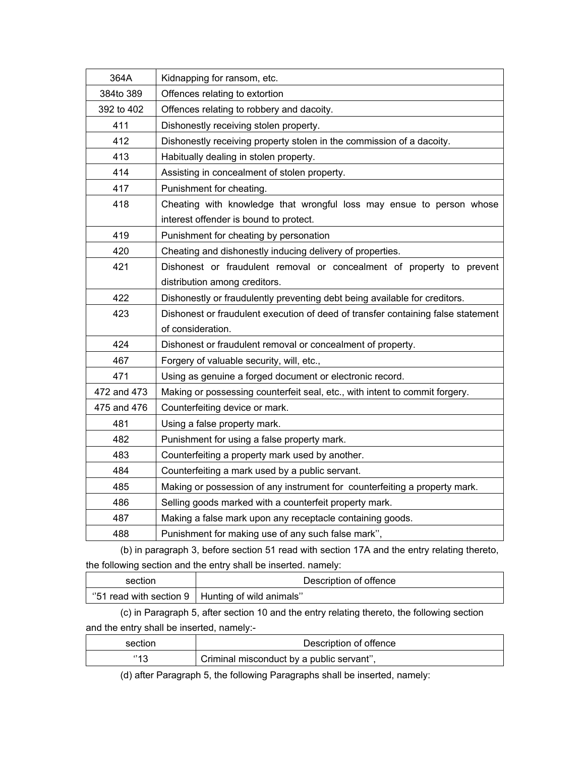| 364A | Kidnapping for ransom, etc. |
|---|---|
| 384to 389 | Offences relating to extortion |
| 392 to 402 | Offences relating to robbery and dacoity. |
| 411 | Dishonestly receiving stolen property. |
| 412 | Dishonestly receiving property stolen in the commission of a dacoity. |
| 413 | Habitually dealing in stolen property. |
| 414 | Assisting in concealment of stolen property. |
| 417 | Punishment for cheating. |
| 418 | Cheating with knowledge that wrongful loss may ensue to person whose interest offender is bound to protect. |
| 419 | Punishment for cheating by personation |
| 420 | Cheating and dishonestly inducing delivery of properties. |
| 421 | Dishonest or fraudulent removal or concealment of property to prevent distribution among creditors. |
| 422 | Dishonestly or fraudulently preventing debt being available for creditors. |
| 423 | Dishonest or fraudulent execution of deed of transfer containing false statement of consideration. |
| 424 | Dishonest or fraudulent removal or concealment of property. |
| 467 | Forgery of valuable security, will, etc., |
| 471 | Using as genuine a forged document or electronic record. |
| 472 and 473 | Making or possessing counterfeit seal, etc., with intent to commit forgery. |
| 475 and 476 | Counterfeiting device or mark. |
| 481 | Using a false property mark. |
| 482 | Punishment for using a false property mark. |
| 483 | Counterfeiting a property mark used by another. |
| 484 | Counterfeiting a mark used by a public servant. |
| 485 | Making or possession of any instrument for counterfeiting a property mark. |
| 486 | Selling goods marked with a counterfeit property mark. |
| 487 | Making a false mark upon any receptacle containing goods. |
| 488 | Punishment for making use of any such false mark'', |

(b) in paragraph 3, before section 51 read with section 17A and the entry relating thereto, the following section and the entry shall be inserted. namely:

| section | Description of offence |
|---|---|
| ''51 read with section 9 | Hunting of wild animals'' |

(c) in Paragraph 5, after section 10 and the entry relating thereto, the following section and the entry shall be inserted, namely:-

| section | Description of offence |
|---|---|
| ''13 | Criminal misconduct by a public servant'', |

(d) after Paragraph 5, the following Paragraphs shall be inserted, namely: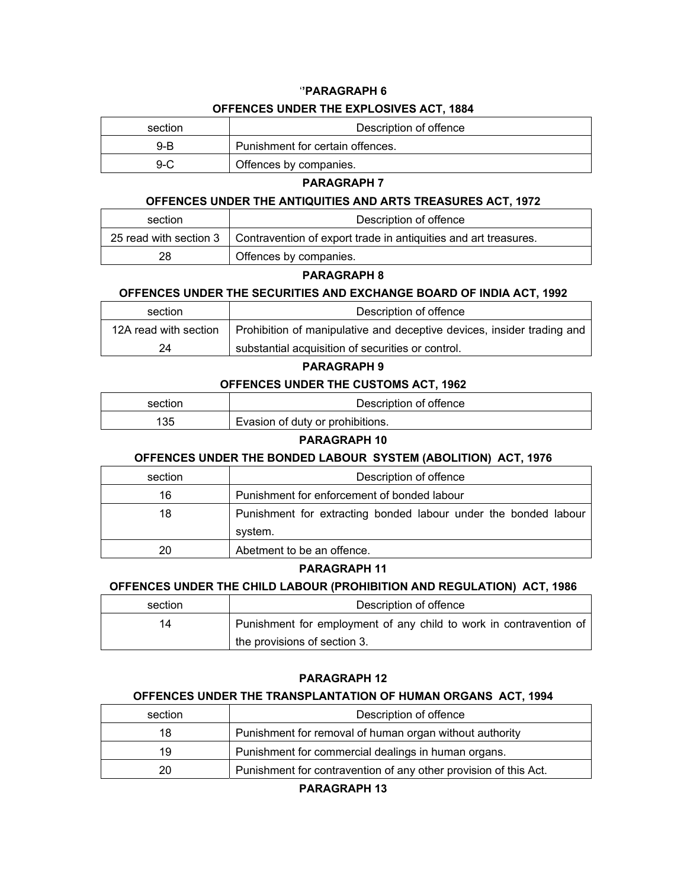**"PARAGRAPH 6**

**OFFENCES UNDER THE EXPLOSIVES ACT, 1884**

| section | Description of offence |
|---|---|
| 9-B | Punishment for certain offences. |
| 9-C | Offences by companies. |

**PARAGRAPH 7**

**OFFENCES UNDER THE ANTIQUITIES AND ARTS TREASURES ACT, 1972**

| section | Description of offence |
|---|---|
| 25 read with section 3 | Contravention of export trade in antiquities and art treasures. |
| 28 | Offences by companies. |

**PARAGRAPH 8**

**OFFENCES UNDER THE SECURITIES AND EXCHANGE BOARD OF INDIA ACT, 1992**

| section | Description of offence |
|---|---|
| 12A read with section 24 | Prohibition of manipulative and deceptive devices, insider trading and substantial acquisition of securities or control. |

**PARAGRAPH 9**

**OFFENCES UNDER THE CUSTOMS ACT, 1962**

| section | Description of offence |
|---|---|
| 135 | Evasion of duty or prohibitions. |

**PARAGRAPH 10**

**OFFENCES UNDER THE BONDED LABOUR SYSTEM (ABOLITION) ACT, 1976**

| section | Description of offence |
|---|---|
| 16 | Punishment for enforcement of bonded labour |
| 18 | Punishment for extracting bonded labour under the bonded labour system. |
| 20 | Abetment to be an offence. |

**PARAGRAPH 11**

**OFFENCES UNDER THE CHILD LABOUR (PROHIBITION AND REGULATION) ACT, 1986**

| section | Description of offence |
|---|---|
| 14 | Punishment for employment of any child to work in contravention of the provisions of section 3. |

**PARAGRAPH 12**

**OFFENCES UNDER THE TRANSPLANTATION OF HUMAN ORGANS ACT, 1994**

| section | Description of offence |
|---|---|
| 18 | Punishment for removal of human organ without authority |
| 19 | Punishment for commercial dealings in human organs. |
| 20 | Punishment for contravention of any other provision of this Act. |

**PARAGRAPH 13**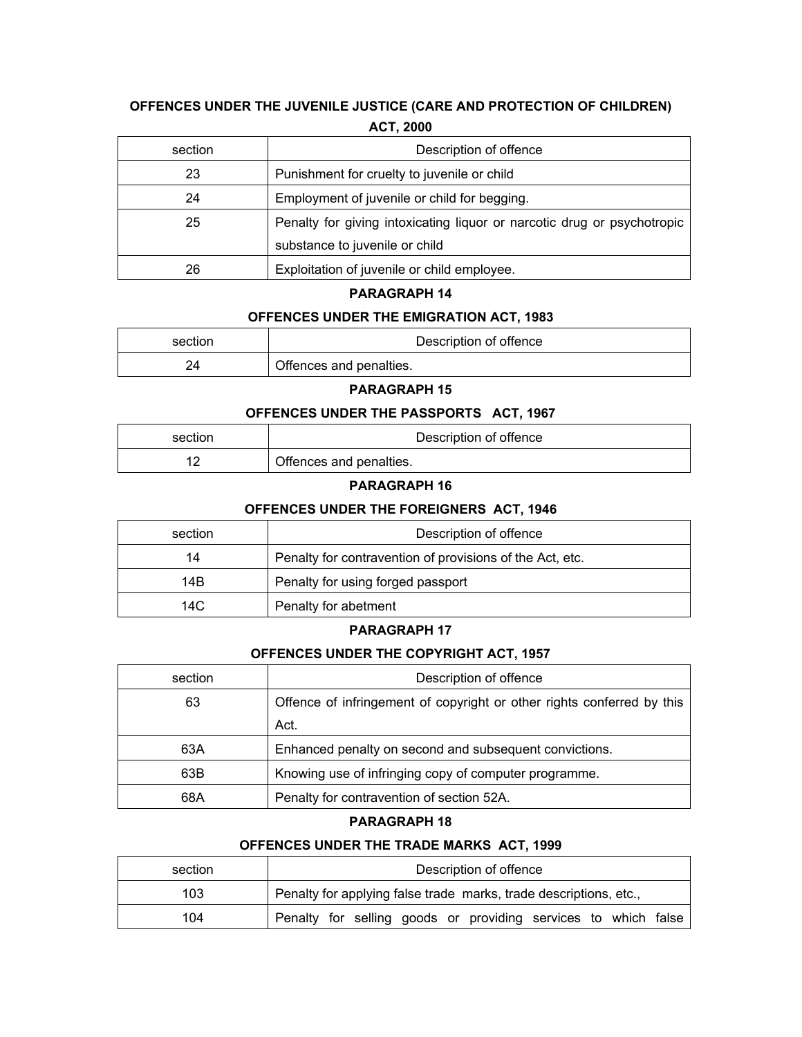**OFFENCES UNDER THE JUVENILE JUSTICE (CARE AND PROTECTION OF CHILDREN) ACT, 2000**

| section | Description of offence |
|---|---|
| 23 | Punishment for cruelty to juvenile or child |
| 24 | Employment of juvenile or child for begging. |
| 25 | Penalty for giving intoxicating liquor or narcotic drug or psychotropic substance to juvenile or child |
| 26 | Exploitation of juvenile or child employee. |

**PARAGRAPH 14**

**OFFENCES UNDER THE EMIGRATION ACT, 1983**

| section | Description of offence |
|---|---|
| 24 | Offences and penalties. |

**PARAGRAPH 15**

**OFFENCES UNDER THE PASSPORTS ACT, 1967**

| section | Description of offence |
|---|---|
| 12 | Offences and penalties. |

**PARAGRAPH 16**

**OFFENCES UNDER THE FOREIGNERS ACT, 1946**

| section | Description of offence |
|---|---|
| 14 | Penalty for contravention of provisions of the Act, etc. |
| 14B | Penalty for using forged passport |
| 14C | Penalty for abetment |

**PARAGRAPH 17**

**OFFENCES UNDER THE COPYRIGHT ACT, 1957**

| section | Description of offence |
|---|---|
| 63 | Offence of infringement of copyright or other rights conferred by this Act. |
| 63A | Enhanced penalty on second and subsequent convictions. |
| 63B | Knowing use of infringing copy of computer programme. |
| 68A | Penalty for contravention of section 52A. |

**PARAGRAPH 18**

**OFFENCES UNDER THE TRADE MARKS ACT, 1999**

| section | Description of offence |
|---|---|
| 103 | Penalty for applying false trade marks, trade descriptions, etc., |
| 104 | Penalty for selling goods or providing services to which false |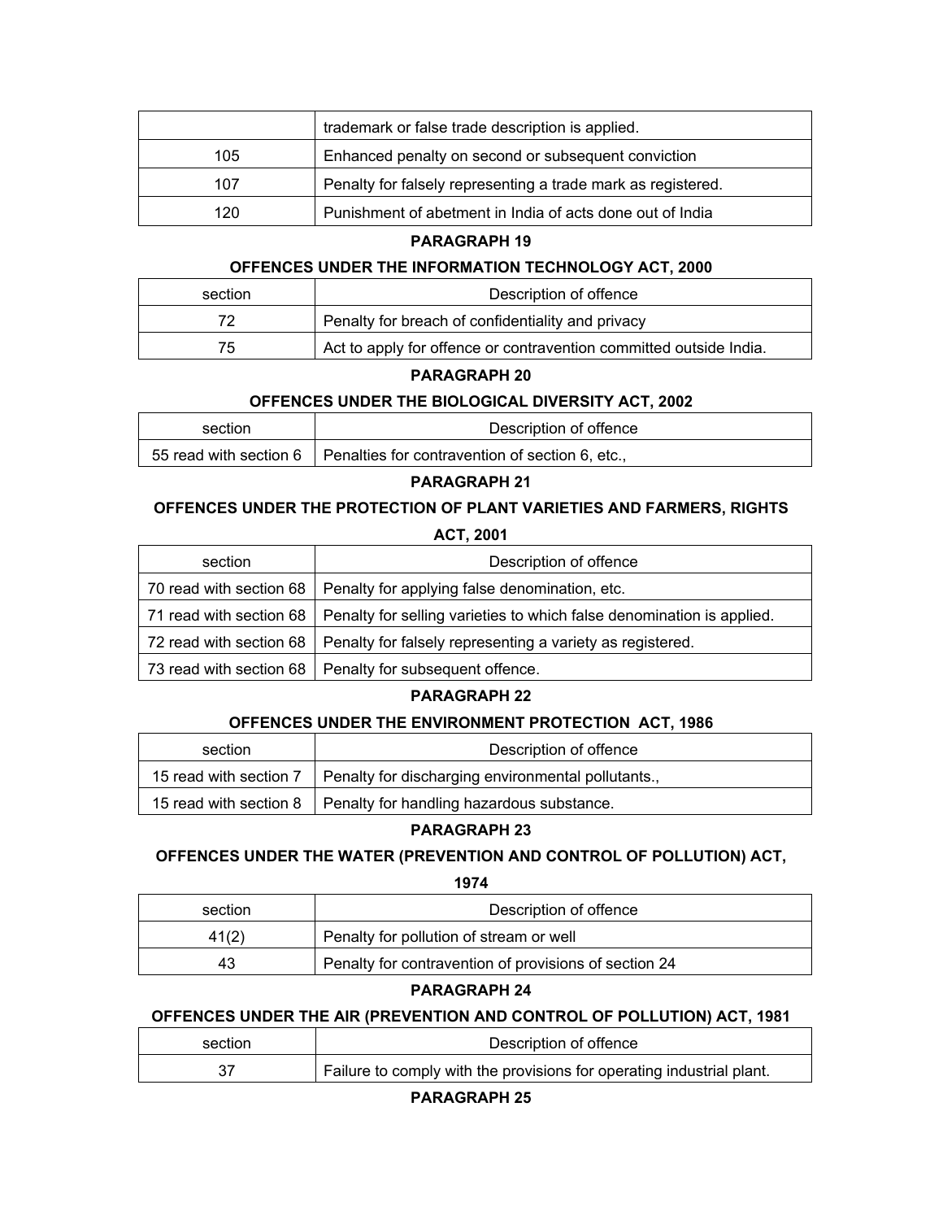| | |
|---|---|
| | trademark or false trade description is applied. |
| 105 | Enhanced penalty on second or subsequent conviction |
| 107 | Penalty for falsely representing a trade mark as registered. |
| 120 | Punishment of abetment in India of acts done out of India |

**PARAGRAPH 19**

**OFFENCES UNDER THE INFORMATION TECHNOLOGY ACT, 2000**

| section | Description of offence |
|---|---|
| 72 | Penalty for breach of confidentiality and privacy |
| 75 | Act to apply for offence or contravention committed outside India. |

**PARAGRAPH 20**

**OFFENCES UNDER THE BIOLOGICAL DIVERSITY ACT, 2002**

| section | Description of offence |
|---|---|
| 55 read with section 6 | Penalties for contravention of section 6, etc., |

**PARAGRAPH 21**

**OFFENCES UNDER THE PROTECTION OF PLANT VARIETIES AND FARMERS, RIGHTS ACT, 2001**

| section | Description of offence |
|---|---|
| 70 read with section 68 | Penalty for applying false denomination, etc. |
| 71 read with section 68 | Penalty for selling varieties to which false denomination is applied. |
| 72 read with section 68 | Penalty for falsely representing a variety as registered. |
| 73 read with section 68 | Penalty for subsequent offence. |

**PARAGRAPH 22**

**OFFENCES UNDER THE ENVIRONMENT PROTECTION ACT, 1986**

| section | Description of offence |
|---|---|
| 15 read with section 7 | Penalty for discharging environmental pollutants., |
| 15 read with section 8 | Penalty for handling hazardous substance. |

**PARAGRAPH 23**

**OFFENCES UNDER THE WATER (PREVENTION AND CONTROL OF POLLUTION) ACT, 1974**

| section | Description of offence |
|---|---|
| 41(2) | Penalty for pollution of stream or well |
| 43 | Penalty for contravention of provisions of section 24 |

**PARAGRAPH 24**

**OFFENCES UNDER THE AIR (PREVENTION AND CONTROL OF POLLUTION) ACT, 1981**

| section | Description of offence |
|---|---|
| 37 | Failure to comply with the provisions for operating industrial plant. |

**PARAGRAPH 25**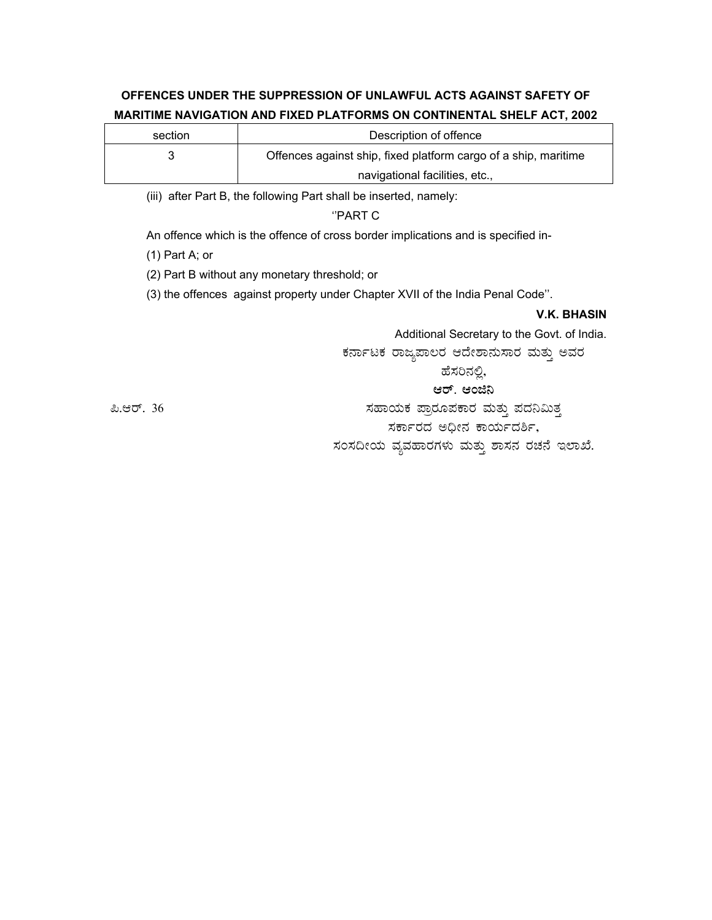**OFFENCES UNDER THE SUPPRESSION OF UNLAWFUL ACTS AGAINST SAFETY OF MARITIME NAVIGATION AND FIXED PLATFORMS ON CONTINENTAL SHELF ACT, 2002**

| section | Description of offence |
|---|---|
| 3 | Offences against ship, fixed platform cargo of a ship, maritime navigational facilities, etc., |

(iii) after Part B, the following Part shall be inserted, namely:

''PART C

An offence which is the offence of cross border implications and is specified in-

(1) Part A; or

(2) Part B without any monetary threshold; or

(3) the offences against property under Chapter XVII of the India Penal Code''.

**V.K. BHASIN**

Additional Secretary to the Govt. of India.

ಕರ್ನಾಟಕ ರಾಜ್ಯಪಾಲರ ಆದೇಶಾನುಸಾರ ಮತ್ತು ಅವರ ಹೆಸರಿನಲ್ಲಿ,

**ಆರ್. ಆಂಜಿನಿ**

ಸಹಾಯಕ ಪ್ರಾರೂಪಕಾರ ಮತ್ತು ಪದನಿಮಿತ್ತ ಸರ್ಕಾರದ ಅಧೀನ ಕಾರ್ಯದರ್ಶಿ,

ಸಂಸದೀಯ ವ್ಯವಹಾರಗಳು ಮತ್ತು ಶಾಸನ ರಚನೆ ಇಲಾಖೆ.

ಪಿ.ಆರ್. 36